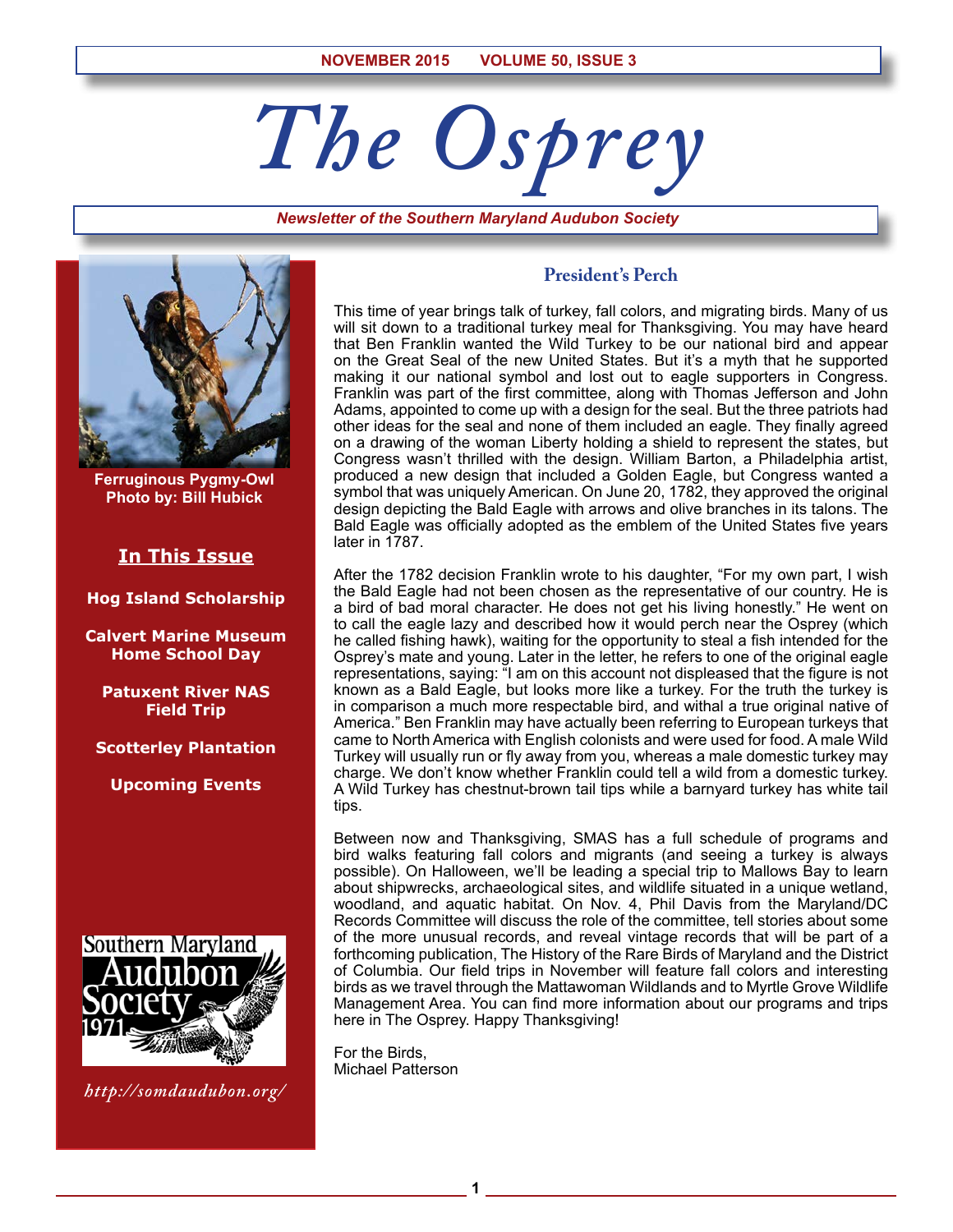NOVEMBER 2015 VOLUME 50, ISSUE 3

# The Osprey

*Newsletter of the Southern Maryland Audubon Society*

Ferruginous Pygmy-Owl
Photo by: Bill Hubick

## In This Issue

**Hog Island Scholarship**

**Calvert Marine Museum Home School Day**

**Patuxent River NAS Field Trip**

**Scotterley Plantation**

**Upcoming Events**

*http://somdaudubon.org/*

## President's Perch

This time of year brings talk of turkey, fall colors, and migrating birds. Many of us will sit down to a traditional turkey meal for Thanksgiving. You may have heard that Ben Franklin wanted the Wild Turkey to be our national bird and appear on the Great Seal of the new United States. But it's a myth that he supported making it our national symbol and lost out to eagle supporters in Congress. Franklin was part of the first committee, along with Thomas Jefferson and John Adams, appointed to come up with a design for the seal. But the three patriots had other ideas for the seal and none of them included an eagle. They finally agreed on a drawing of the woman Liberty holding a shield to represent the states, but Congress wasn't thrilled with the design. William Barton, a Philadelphia artist, produced a new design that included a Golden Eagle, but Congress wanted a symbol that was uniquely American. On June 20, 1782, they approved the original design depicting the Bald Eagle with arrows and olive branches in its talons. The Bald Eagle was officially adopted as the emblem of the United States five years later in 1787.

After the 1782 decision Franklin wrote to his daughter, "For my own part, I wish the Bald Eagle had not been chosen as the representative of our country. He is a bird of bad moral character. He does not get his living honestly." He went on to call the eagle lazy and described how it would perch near the Osprey (which he called fishing hawk), waiting for the opportunity to steal a fish intended for the Osprey's mate and young. Later in the letter, he refers to one of the original eagle representations, saying: "I am on this account not displeased that the figure is not known as a Bald Eagle, but looks more like a turkey. For the truth the turkey is in comparison a much more respectable bird, and withal a true original native of America." Ben Franklin may have actually been referring to European turkeys that came to North America with English colonists and were used for food. A male Wild Turkey will usually run or fly away from you, whereas a male domestic turkey may charge. We don't know whether Franklin could tell a wild from a domestic turkey. A Wild Turkey has chestnut-brown tail tips while a barnyard turkey has white tail tips.

Between now and Thanksgiving, SMAS has a full schedule of programs and bird walks featuring fall colors and migrants (and seeing a turkey is always possible). On Halloween, we'll be leading a special trip to Mallows Bay to learn about shipwrecks, archaeological sites, and wildlife situated in a unique wetland, woodland, and aquatic habitat. On Nov. 4, Phil Davis from the Maryland/DC Records Committee will discuss the role of the committee, tell stories about some of the more unusual records, and reveal vintage records that will be part of a forthcoming publication, The History of the Rare Birds of Maryland and the District of Columbia. Our field trips in November will feature fall colors and interesting birds as we travel through the Mattawoman Wildlands and to Myrtle Grove Wildlife Management Area. You can find more information about our programs and trips here in The Osprey. Happy Thanksgiving!

For the Birds,
Michael Patterson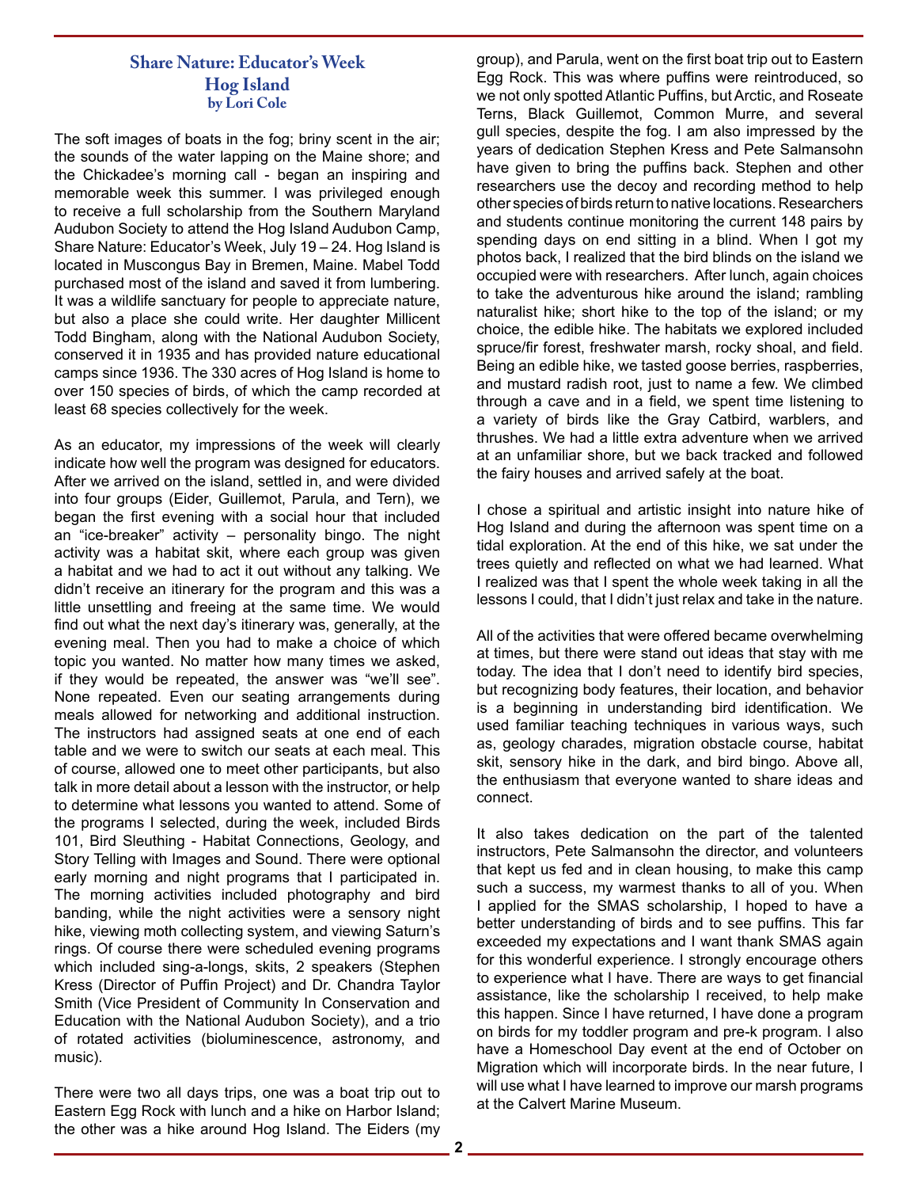## Share Nature: Educator's Week
## Hog Island
### by Lori Cole

The soft images of boats in the fog; briny scent in the air; the sounds of the water lapping on the Maine shore; and the Chickadee's morning call - began an inspiring and memorable week this summer. I was privileged enough to receive a full scholarship from the Southern Maryland Audubon Society to attend the Hog Island Audubon Camp, Share Nature: Educator's Week, July 19 – 24. Hog Island is located in Muscongus Bay in Bremen, Maine. Mabel Todd purchased most of the island and saved it from lumbering. It was a wildlife sanctuary for people to appreciate nature, but also a place she could write. Her daughter Millicent Todd Bingham, along with the National Audubon Society, conserved it in 1935 and has provided nature educational camps since 1936. The 330 acres of Hog Island is home to over 150 species of birds, of which the camp recorded at least 68 species collectively for the week.

As an educator, my impressions of the week will clearly indicate how well the program was designed for educators. After we arrived on the island, settled in, and were divided into four groups (Eider, Guillemot, Parula, and Tern), we began the first evening with a social hour that included an "ice-breaker" activity – personality bingo. The night activity was a habitat skit, where each group was given a habitat and we had to act it out without any talking. We didn't receive an itinerary for the program and this was a little unsettling and freeing at the same time. We would find out what the next day's itinerary was, generally, at the evening meal. Then you had to make a choice of which topic you wanted. No matter how many times we asked, if they would be repeated, the answer was "we'll see". None repeated. Even our seating arrangements during meals allowed for networking and additional instruction. The instructors had assigned seats at one end of each table and we were to switch our seats at each meal. This of course, allowed one to meet other participants, but also talk in more detail about a lesson with the instructor, or help to determine what lessons you wanted to attend. Some of the programs I selected, during the week, included Birds 101, Bird Sleuthing - Habitat Connections, Geology, and Story Telling with Images and Sound. There were optional early morning and night programs that I participated in. The morning activities included photography and bird banding, while the night activities were a sensory night hike, viewing moth collecting system, and viewing Saturn's rings. Of course there were scheduled evening programs which included sing-a-longs, skits, 2 speakers (Stephen Kress (Director of Puffin Project) and Dr. Chandra Taylor Smith (Vice President of Community In Conservation and Education with the National Audubon Society), and a trio of rotated activities (bioluminescence, astronomy, and music).

There were two all days trips, one was a boat trip out to Eastern Egg Rock with lunch and a hike on Harbor Island; the other was a hike around Hog Island. The Eiders (my group), and Parula, went on the first boat trip out to Eastern Egg Rock. This was where puffins were reintroduced, so we not only spotted Atlantic Puffins, but Arctic, and Roseate Terns, Black Guillemot, Common Murre, and several gull species, despite the fog. I am also impressed by the years of dedication Stephen Kress and Pete Salmansohn have given to bring the puffins back. Stephen and other researchers use the decoy and recording method to help other species of birds return to native locations. Researchers and students continue monitoring the current 148 pairs by spending days on end sitting in a blind. When I got my photos back, I realized that the bird blinds on the island we occupied were with researchers. After lunch, again choices to take the adventurous hike around the island; rambling naturalist hike; short hike to the top of the island; or my choice, the edible hike. The habitats we explored included spruce/fir forest, freshwater marsh, rocky shoal, and field. Being an edible hike, we tasted goose berries, raspberries, and mustard radish root, just to name a few. We climbed through a cave and in a field, we spent time listening to a variety of birds like the Gray Catbird, warblers, and thrushes. We had a little extra adventure when we arrived at an unfamiliar shore, but we back tracked and followed the fairy houses and arrived safely at the boat.

I chose a spiritual and artistic insight into nature hike of Hog Island and during the afternoon was spent time on a tidal exploration. At the end of this hike, we sat under the trees quietly and reflected on what we had learned. What I realized was that I spent the whole week taking in all the lessons I could, that I didn't just relax and take in the nature.

All of the activities that were offered became overwhelming at times, but there were stand out ideas that stay with me today. The idea that I don't need to identify bird species, but recognizing body features, their location, and behavior is a beginning in understanding bird identification. We used familiar teaching techniques in various ways, such as, geology charades, migration obstacle course, habitat skit, sensory hike in the dark, and bird bingo. Above all, the enthusiasm that everyone wanted to share ideas and connect.

It also takes dedication on the part of the talented instructors, Pete Salmansohn the director, and volunteers that kept us fed and in clean housing, to make this camp such a success, my warmest thanks to all of you. When I applied for the SMAS scholarship, I hoped to have a better understanding of birds and to see puffins. This far exceeded my expectations and I want thank SMAS again for this wonderful experience. I strongly encourage others to experience what I have. There are ways to get financial assistance, like the scholarship I received, to help make this happen. Since I have returned, I have done a program on birds for my toddler program and pre-k program. I also have a Homeschool Day event at the end of October on Migration which will incorporate birds. In the near future, I will use what I have learned to improve our marsh programs at the Calvert Marine Museum.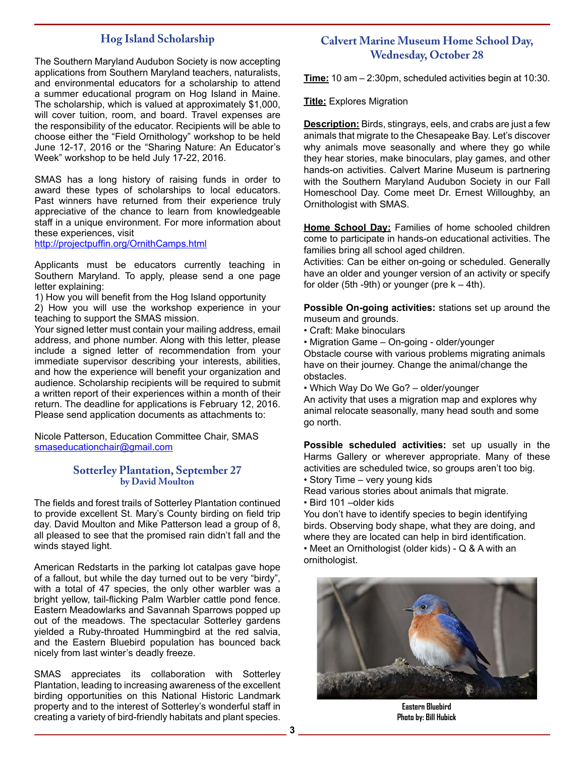## Hog Island Scholarship

The Southern Maryland Audubon Society is now accepting applications from Southern Maryland teachers, naturalists, and environmental educators for a scholarship to attend a summer educational program on Hog Island in Maine. The scholarship, which is valued at approximately $1,000, will cover tuition, room, and board. Travel expenses are the responsibility of the educator. Recipients will be able to choose either the “Field Ornithology” workshop to be held June 12-17, 2016 or the “Sharing Nature: An Educator’s Week” workshop to be held July 17-22, 2016.

SMAS has a long history of raising funds in order to award these types of scholarships to local educators. Past winners have returned from their experience truly appreciative of the chance to learn from knowledgeable staff in a unique environment. For more information about these experiences, visit
http://projectpuffin.org/OrnithCamps.html

Applicants must be educators currently teaching in Southern Maryland. To apply, please send a one page letter explaining:

1) How you will benefit from the Hog Island opportunity
2) How you will use the workshop experience in your teaching to support the SMAS mission.

Your signed letter must contain your mailing address, email address, and phone number. Along with this letter, please include a signed letter of recommendation from your immediate supervisor describing your interests, abilities, and how the experience will benefit your organization and audience. Scholarship recipients will be required to submit a written report of their experiences within a month of their return. The deadline for applications is February 12, 2016. Please send application documents as attachments to:

Nicole Patterson, Education Committee Chair, SMAS
smaseducationchair@gmail.com

## Sotterley Plantation, September 27
**by David Moulton**

The fields and forest trails of Sotterley Plantation continued to provide excellent St. Mary’s County birding on field trip day. David Moulton and Mike Patterson lead a group of 8, all pleased to see that the promised rain didn’t fall and the winds stayed light.

American Redstarts in the parking lot catalpas gave hope of a fallout, but while the day turned out to be very “birdy”, with a total of 47 species, the only other warbler was a bright yellow, tail-flicking Palm Warbler cattle pond fence. Eastern Meadowlarks and Savannah Sparrows popped up out of the meadows. The spectacular Sotterley gardens yielded a Ruby-throated Hummingbird at the red salvia, and the Eastern Bluebird population has bounced back nicely from last winter’s deadly freeze.

SMAS appreciates its collaboration with Sotterley Plantation, leading to increasing awareness of the excellent birding opportunities on this National Historic Landmark property and to the interest of Sotterley’s wonderful staff in creating a variety of bird-friendly habitats and plant species.

## Calvert Marine Museum Home School Day, Wednesday, October 28

**Time:** 10 am – 2:30pm, scheduled activities begin at 10:30.

**Title:** Explores Migration

**Description:** Birds, stingrays, eels, and crabs are just a few animals that migrate to the Chesapeake Bay. Let’s discover why animals move seasonally and where they go while they hear stories, make binoculars, play games, and other hands-on activities. Calvert Marine Museum is partnering with the Southern Maryland Audubon Society in our Fall Homeschool Day. Come meet Dr. Ernest Willoughby, an Ornithologist with SMAS.

**Home School Day:** Families of home schooled children come to participate in hands-on educational activities. The families bring all school aged children.
Activities: Can be either on-going or scheduled. Generally have an older and younger version of an activity or specify for older (5th -9th) or younger (pre k – 4th).

**Possible On-going activities:** stations set up around the museum and grounds.

- Craft: Make binoculars
- Migration Game – On-going - older/younger

Obstacle course with various problems migrating animals have on their journey. Change the animal/change the obstacles.

- Which Way Do We Go? – older/younger

An activity that uses a migration map and explores why animal relocate seasonally, many head south and some go north.

**Possible scheduled activities:** set up usually in the Harms Gallery or wherever appropriate. Many of these activities are scheduled twice, so groups aren’t too big.

- Story Time – very young kids

Read various stories about animals that migrate.

- Bird 101 –older kids

You don’t have to identify species to begin identifying birds. Observing body shape, what they are doing, and where they are located can help in bird identification.

- Meet an Ornithologist (older kids) - Q & A with an ornithologist.

Eastern Bluebird
Photo by: Bill Hubick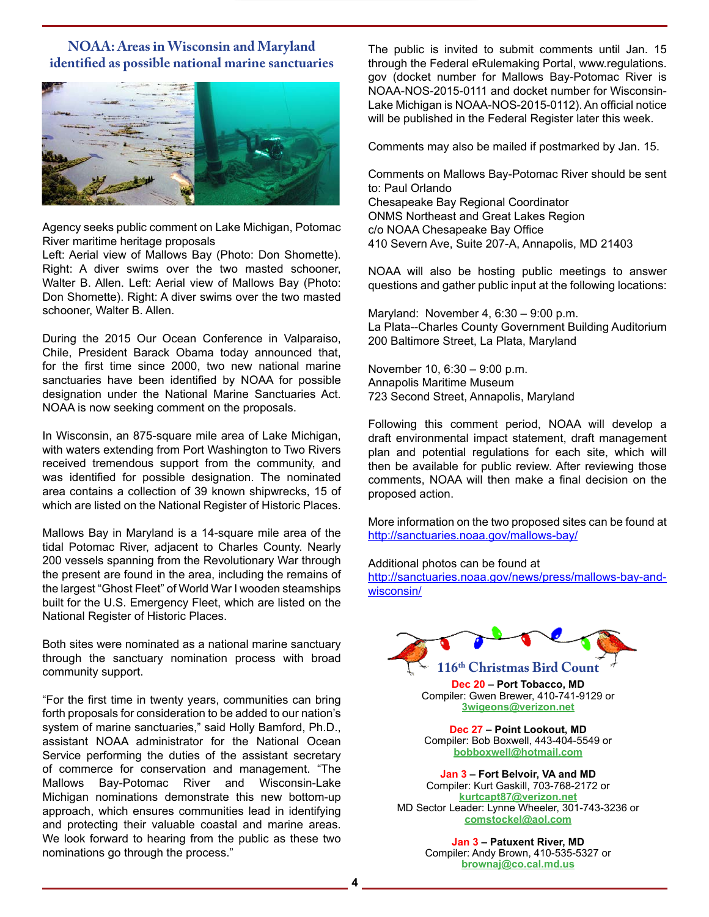## NOAA: Areas in Wisconsin and Maryland identified as possible national marine sanctuaries

Agency seeks public comment on Lake Michigan, Potomac River maritime heritage proposals
Left: Aerial view of Mallows Bay (Photo: Don Shomette). Right: A diver swims over the two masted schooner, Walter B. Allen. Left: Aerial view of Mallows Bay (Photo: Don Shomette). Right: A diver swims over the two masted schooner, Walter B. Allen.

During the 2015 Our Ocean Conference in Valparaiso, Chile, President Barack Obama today announced that, for the first time since 2000, two new national marine sanctuaries have been identified by NOAA for possible designation under the National Marine Sanctuaries Act. NOAA is now seeking comment on the proposals.

In Wisconsin, an 875-square mile area of Lake Michigan, with waters extending from Port Washington to Two Rivers received tremendous support from the community, and was identified for possible designation. The nominated area contains a collection of 39 known shipwrecks, 15 of which are listed on the National Register of Historic Places.

Mallows Bay in Maryland is a 14-square mile area of the tidal Potomac River, adjacent to Charles County. Nearly 200 vessels spanning from the Revolutionary War through the present are found in the area, including the remains of the largest "Ghost Fleet" of World War I wooden steamships built for the U.S. Emergency Fleet, which are listed on the National Register of Historic Places.

Both sites were nominated as a national marine sanctuary through the sanctuary nomination process with broad community support.

"For the first time in twenty years, communities can bring forth proposals for consideration to be added to our nation's system of marine sanctuaries," said Holly Bamford, Ph.D., assistant NOAA administrator for the National Ocean Service performing the duties of the assistant secretary of commerce for conservation and management. "The Mallows Bay-Potomac River and Wisconsin-Lake Michigan nominations demonstrate this new bottom-up approach, which ensures communities lead in identifying and protecting their valuable coastal and marine areas. We look forward to hearing from the public as these two nominations go through the process."

The public is invited to submit comments until Jan. 15 through the Federal eRulemaking Portal, www.regulations.gov (docket number for Mallows Bay-Potomac River is NOAA-NOS-2015-0111 and docket number for Wisconsin-Lake Michigan is NOAA-NOS-2015-0112). An official notice will be published in the Federal Register later this week.

Comments may also be mailed if postmarked by Jan. 15.

Comments on Mallows Bay-Potomac River should be sent to: Paul Orlando
Chesapeake Bay Regional Coordinator
ONMS Northeast and Great Lakes Region
c/o NOAA Chesapeake Bay Office
410 Severn Ave, Suite 207-A, Annapolis, MD 21403

NOAA will also be hosting public meetings to answer questions and gather public input at the following locations:

Maryland: November 4, 6:30 – 9:00 p.m.
La Plata--Charles County Government Building Auditorium
200 Baltimore Street, La Plata, Maryland

November 10, 6:30 – 9:00 p.m.
Annapolis Maritime Museum
723 Second Street, Annapolis, Maryland

Following this comment period, NOAA will develop a draft environmental impact statement, draft management plan and potential regulations for each site, which will then be available for public review. After reviewing those comments, NOAA will then make a final decision on the proposed action.

More information on the two proposed sites can be found at http://sanctuaries.noaa.gov/mallows-bay/

Additional photos can be found at http://sanctuaries.noaa.gov/news/press/mallows-bay-and-wisconsin/

## 116th Christmas Bird Count

**Dec 20 – Port Tobacco, MD**
Compiler: Gwen Brewer, 410-741-9129 or
**3wigeons@verizon.net**

**Dec 27 – Point Lookout, MD**
Compiler: Bob Boxwell, 443-404-5549 or
**bobboxwell@hotmail.com**

**Jan 3 – Fort Belvoir, VA and MD**
Compiler: Kurt Gaskill, 703-768-2172 or
**kurtcapt87@verizon.net**
MD Sector Leader: Lynne Wheeler, 301-743-3236 or
**comstockel@aol.com**

**Jan 3 – Patuxent River, MD**
Compiler: Andy Brown, 410-535-5327 or
**brownaj@co.cal.md.us**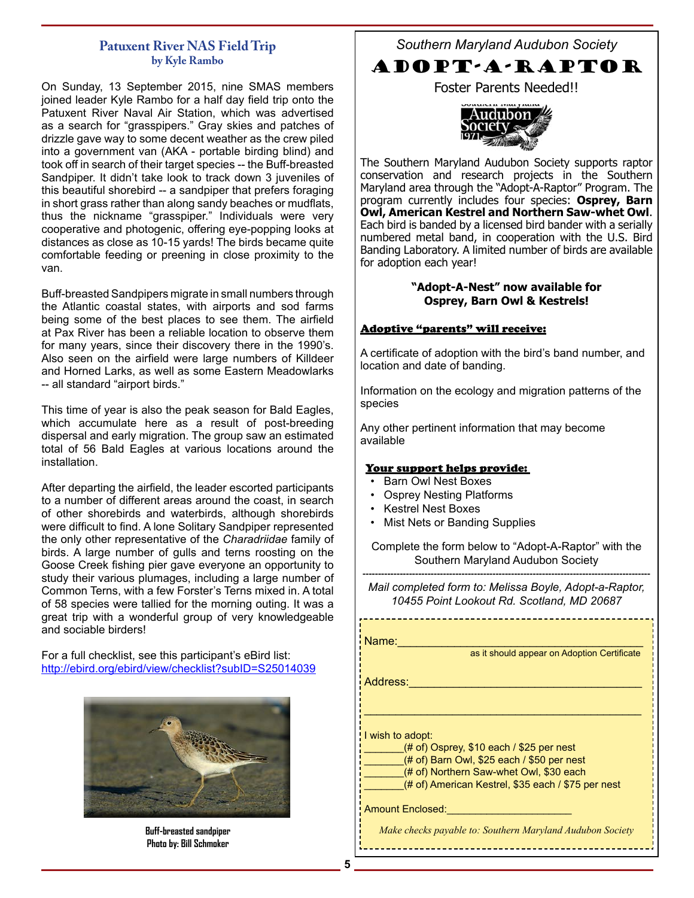## Patuxent River NAS Field Trip
**by Kyle Rambo**

On Sunday, 13 September 2015, nine SMAS members joined leader Kyle Rambo for a half day field trip onto the Patuxent River Naval Air Station, which was advertised as a search for "grasspipers." Gray skies and patches of drizzle gave way to some decent weather as the crew piled into a government van (AKA - portable birding blind) and took off in search of their target species -- the Buff-breasted Sandpiper. It didn't take look to track down 3 juveniles of this beautiful shorebird -- a sandpiper that prefers foraging in short grass rather than along sandy beaches or mudflats, thus the nickname "grasspiper." Individuals were very cooperative and photogenic, offering eye-popping looks at distances as close as 10-15 yards! The birds became quite comfortable feeding or preening in close proximity to the van.

Buff-breasted Sandpipers migrate in small numbers through the Atlantic coastal states, with airports and sod farms being some of the best places to see them. The airfield at Pax River has been a reliable location to observe them for many years, since their discovery there in the 1990's. Also seen on the airfield were large numbers of Killdeer and Horned Larks, as well as some Eastern Meadowlarks -- all standard "airport birds."

This time of year is also the peak season for Bald Eagles, which accumulate here as a result of post-breeding dispersal and early migration. The group saw an estimated total of 56 Bald Eagles at various locations around the installation.

After departing the airfield, the leader escorted participants to a number of different areas around the coast, in search of other shorebirds and waterbirds, although shorebirds were difficult to find. A lone Solitary Sandpiper represented the only other representative of the *Charadriidae* family of birds. A large number of gulls and terns roosting on the Goose Creek fishing pier gave everyone an opportunity to study their various plumages, including a large number of Common Terns, with a few Forster's Terns mixed in. A total of 58 species were tallied for the morning outing. It was a great trip with a wonderful group of very knowledgeable and sociable birders!

For a full checklist, see this participant's eBird list:
http://ebird.org/ebird/view/checklist?subID=S25014039

**Buff-breasted sandpiper**
**Photo by: Bill Schmoker**

---

*Southern Maryland Audubon Society*

# ADOPT-A-RAPTOR

Foster Parents Needed!!

The Southern Maryland Audubon Society supports raptor conservation and research projects in the Southern Maryland area through the "Adopt-A-Raptor" Program. The program currently includes four species: **Osprey, Barn Owl, American Kestrel and Northern Saw-whet Owl**. Each bird is banded by a licensed bird bander with a serially numbered metal band, in cooperation with the U.S. Bird Banding Laboratory. A limited number of birds are available for adoption each year!

**"Adopt-A-Nest" now available for Osprey, Barn Owl & Kestrels!**

**Adoptive "parents" will receive:**

A certificate of adoption with the bird's band number, and location and date of banding.

Information on the ecology and migration patterns of the species

Any other pertinent information that may become available

**Your support helps provide:**

- Barn Owl Nest Boxes
- Osprey Nesting Platforms
- Kestrel Nest Boxes
- Mist Nets or Banding Supplies

Complete the form below to "Adopt-A-Raptor" with the Southern Maryland Audubon Society

---

*Mail completed form to: Melissa Boyle, Adopt-a-Raptor, 10455 Point Lookout Rd. Scotland, MD 20687*

Name:\_\_\_\_\_\_\_\_\_\_\_\_\_\_\_\_\_\_\_\_\_\_\_\_\_\_\_\_\_\_\_\_\_\_\_\_
as it should appear on Adoption Certificate

Address:\_\_\_\_\_\_\_\_\_\_\_\_\_\_\_\_\_\_\_\_\_\_\_\_\_\_\_\_\_\_\_\_\_\_

\_\_\_\_\_\_\_\_\_\_\_\_\_\_\_\_\_\_\_\_\_\_\_\_\_\_\_\_\_\_\_\_\_\_\_\_\_\_\_\_

I wish to adopt:
\_\_\_\_\_\_\_(# of) Osprey, $10 each / $25 per nest
\_\_\_\_\_\_\_(# of) Barn Owl, $25 each / $50 per nest
\_\_\_\_\_\_\_(# of) Northern Saw-whet Owl, $30 each
\_\_\_\_\_\_\_(# of) American Kestrel, $35 each / $75 per nest

Amount Enclosed:\_\_\_\_\_\_\_\_\_\_\_\_\_\_\_\_\_\_\_\_

*Make checks payable to: Southern Maryland Audubon Society*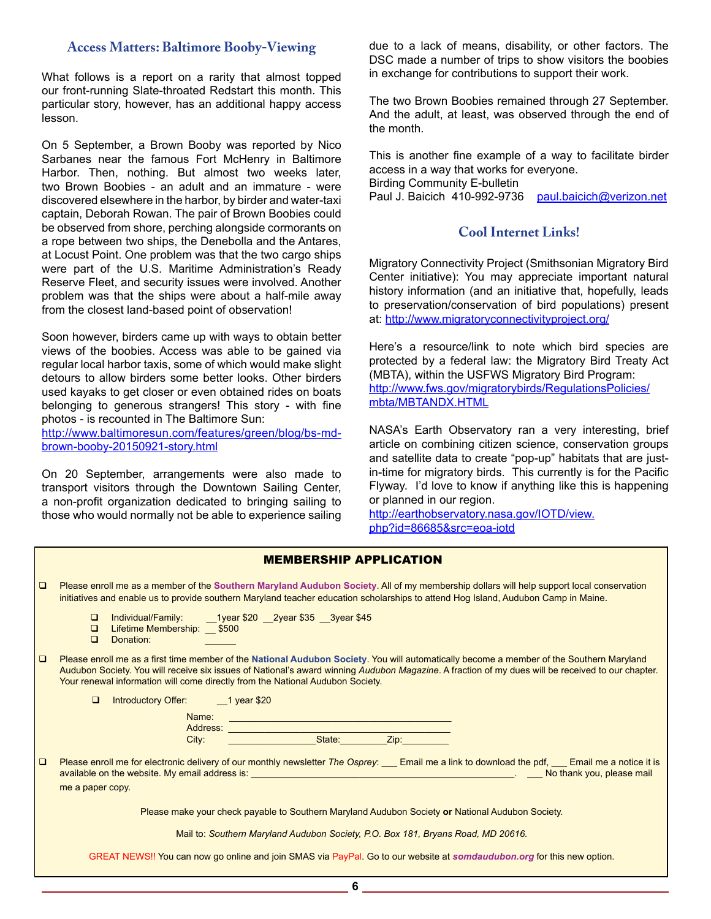## Access Matters: Baltimore Booby-Viewing

What follows is a report on a rarity that almost topped our front-running Slate-throated Redstart this month. This particular story, however, has an additional happy access lesson.

On 5 September, a Brown Booby was reported by Nico Sarbanes near the famous Fort McHenry in Baltimore Harbor. Then, nothing. But almost two weeks later, two Brown Boobies - an adult and an immature - were discovered elsewhere in the harbor, by birder and water-taxi captain, Deborah Rowan. The pair of Brown Boobies could be observed from shore, perching alongside cormorants on a rope between two ships, the Denebolla and the Antares, at Locust Point. One problem was that the two cargo ships were part of the U.S. Maritime Administration's Ready Reserve Fleet, and security issues were involved. Another problem was that the ships were about a half-mile away from the closest land-based point of observation!

Soon however, birders came up with ways to obtain better views of the boobies. Access was able to be gained via regular local harbor taxis, some of which would make slight detours to allow birders some better looks. Other birders used kayaks to get closer or even obtained rides on boats belonging to generous strangers! This story - with fine photos - is recounted in The Baltimore Sun:
http://www.baltimoresun.com/features/green/blog/bs-md-brown-booby-20150921-story.html

On 20 September, arrangements were also made to transport visitors through the Downtown Sailing Center, a non-profit organization dedicated to bringing sailing to those who would normally not be able to experience sailing due to a lack of means, disability, or other factors. The DSC made a number of trips to show visitors the boobies in exchange for contributions to support their work.

The two Brown Boobies remained through 27 September. And the adult, at least, was observed through the end of the month.

This is another fine example of a way to facilitate birder access in a way that works for everyone.
Birding Community E-bulletin
Paul J. Baicich 410-992-9736 paul.baicich@verizon.net

## Cool Internet Links!

Migratory Connectivity Project (Smithsonian Migratory Bird Center initiative): You may appreciate important natural history information (and an initiative that, hopefully, leads to preservation/conservation of bird populations) present at: http://www.migratoryconnectivityproject.org/

Here's a resource/link to note which bird species are protected by a federal law: the Migratory Bird Treaty Act (MBTA), within the USFWS Migratory Bird Program:
http://www.fws.gov/migratorybirds/RegulationsPolicies/mbta/MBTANDX.HTML

NASA's Earth Observatory ran a very interesting, brief article on combining citizen science, conservation groups and satellite data to create "pop-up" habitats that are just-in-time for migratory birds. This currently is for the Pacific Flyway. I'd love to know if anything like this is happening or planned in our region.
http://earthobservatory.nasa.gov/IOTD/view.php?id=86685&src=eoa-iotd

## MEMBERSHIP APPLICATION

- ❑ Please enroll me as a member of the **Southern Maryland Audubon Society**. All of my membership dollars will help support local conservation initiatives and enable us to provide southern Maryland teacher education scholarships to attend Hog Island, Audubon Camp in Maine.
  - ❑ Individual/Family: __1year $20 __2year $35 __3year $45
  - ❑ Lifetime Membership: __ $500
  - ❑ Donation: ______

- ❑ Please enroll me as a first time member of the **National Audubon Society**. You will automatically become a member of the Southern Maryland Audubon Society. You will receive six issues of National's award winning *Audubon Magazine*. A fraction of my dues will be received to our chapter. Your renewal information will come directly from the National Audubon Society.
  - ❑ Introductory Offer: __1 year $20

  Name: ________________________________________
  Address: ________________________________________
  City: ________________ State: ________ Zip: ________

- ❑ Please enroll me for electronic delivery of our monthly newsletter *The Osprey*: ___ Email me a link to download the pdf, ___ Email me a notice it is available on the website. My email address is: ________________________________________. ___ No thank you, please mail me a paper copy.

Please make your check payable to Southern Maryland Audubon Society **or** National Audubon Society.

Mail to: *Southern Maryland Audubon Society, P.O. Box 181, Bryans Road, MD 20616.*

GREAT NEWS!! You can now go online and join SMAS via PayPal. Go to our website at ***somdaudubon.org*** for this new option.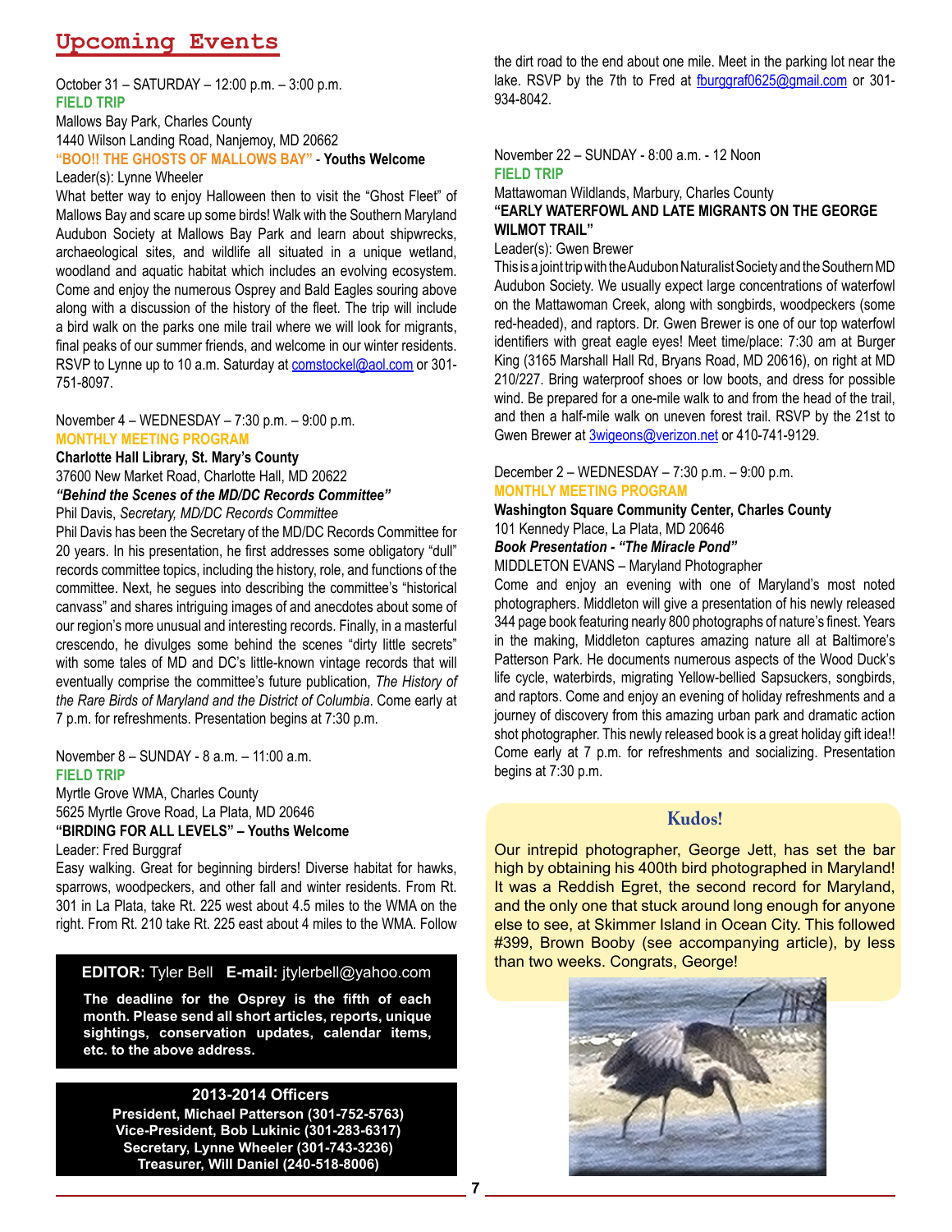# Upcoming Events

October 31 – SATURDAY – 12:00 p.m. – 3:00 p.m.
**FIELD TRIP**
Mallows Bay Park, Charles County
1440 Wilson Landing Road, Nanjemoy, MD 20662
**"BOO!! THE GHOSTS OF MALLOWS BAY" - Youths Welcome**
Leader(s): Lynne Wheeler

What better way to enjoy Halloween then to visit the "Ghost Fleet" of Mallows Bay and scare up some birds! Walk with the Southern Maryland Audubon Society at Mallows Bay Park and learn about shipwrecks, archaeological sites, and wildlife all situated in a unique wetland, woodland and aquatic habitat which includes an evolving ecosystem. Come and enjoy the numerous Osprey and Bald Eagles souring above along with a discussion of the history of the fleet. The trip will include a bird walk on the parks one mile trail where we will look for migrants, final peaks of our summer friends, and welcome in our winter residents. RSVP to Lynne up to 10 a.m. Saturday at comstockel@aol.com or 301-751-8097.

November 4 – WEDNESDAY – 7:30 p.m. – 9:00 p.m.
**MONTHLY MEETING PROGRAM**
**Charlotte Hall Library, St. Mary's County**
37600 New Market Road, Charlotte Hall, MD 20622
***"Behind the Scenes of the MD/DC Records Committee"***
Phil Davis, *Secretary, MD/DC Records Committee*

Phil Davis has been the Secretary of the MD/DC Records Committee for 20 years. In his presentation, he first addresses some obligatory "dull" records committee topics, including the history, role, and functions of the committee. Next, he segues into describing the committee's "historical canvass" and shares intriguing images of and anecdotes about some of our region's more unusual and interesting records. Finally, in a masterful crescendo, he divulges some behind the scenes "dirty little secrets" with some tales of MD and DC's little-known vintage records that will eventually comprise the committee's future publication, *The History of the Rare Birds of Maryland and the District of Columbia*. Come early at 7 p.m. for refreshments. Presentation begins at 7:30 p.m.

November 8 – SUNDAY - 8 a.m. – 11:00 a.m.
**FIELD TRIP**
Myrtle Grove WMA, Charles County
5625 Myrtle Grove Road, La Plata, MD 20646
**"BIRDING FOR ALL LEVELS" – Youths Welcome**
Leader: Fred Burggraf

Easy walking. Great for beginning birders! Diverse habitat for hawks, sparrows, woodpeckers, and other fall and winter residents. From Rt. 301 in La Plata, take Rt. 225 west about 4.5 miles to the WMA on the right. From Rt. 210 take Rt. 225 east about 4 miles to the WMA. Follow the dirt road to the end about one mile. Meet in the parking lot near the lake. RSVP by the 7th to Fred at fburggraf0625@gmail.com or 301-934-8042.

November 22 – SUNDAY - 8:00 a.m. - 12 Noon
**FIELD TRIP**
Mattawoman Wildlands, Marbury, Charles County
**"EARLY WATERFOWL AND LATE MIGRANTS ON THE GEORGE WILMOT TRAIL"**
Leader(s): Gwen Brewer

This is a joint trip with the Audubon Naturalist Society and the Southern MD Audubon Society. We usually expect large concentrations of waterfowl on the Mattawoman Creek, along with songbirds, woodpeckers (some red-headed), and raptors. Dr. Gwen Brewer is one of our top waterfowl identifiers with great eagle eyes! Meet time/place: 7:30 am at Burger King (3165 Marshall Hall Rd, Bryans Road, MD 20616), on right at MD 210/227. Bring waterproof shoes or low boots, and dress for possible wind. Be prepared for a one-mile walk to and from the head of the trail, and then a half-mile walk on uneven forest trail. RSVP by the 21st to Gwen Brewer at 3wigeons@verizon.net or 410-741-9129.

December 2 – WEDNESDAY – 7:30 p.m. – 9:00 p.m.
**MONTHLY MEETING PROGRAM**
**Washington Square Community Center, Charles County**
101 Kennedy Place, La Plata, MD 20646
***Book Presentation - "The Miracle Pond"***
MIDDLETON EVANS – Maryland Photographer

Come and enjoy an evening with one of Maryland's most noted photographers. Middleton will give a presentation of his newly released 344 page book featuring nearly 800 photographs of nature's finest. Years in the making, Middleton captures amazing nature all at Baltimore's Patterson Park. He documents numerous aspects of the Wood Duck's life cycle, waterbirds, migrating Yellow-bellied Sapsuckers, songbirds, and raptors. Come and enjoy an evening of holiday refreshments and a journey of discovery from this amazing urban park and dramatic action shot photographer. This newly released book is a great holiday gift idea!! Come early at 7 p.m. for refreshments and socializing. Presentation begins at 7:30 p.m.

## Kudos!

Our intrepid photographer, George Jett, has set the bar high by obtaining his 400th bird photographed in Maryland! It was a Reddish Egret, the second record for Maryland, and the only one that stuck around long enough for anyone else to see, at Skimmer Island in Ocean City. This followed #399, Brown Booby (see accompanying article), by less than two weeks. Congrats, George!

**EDITOR:** Tyler Bell **E-mail:** jtylerbell@yahoo.com

**The deadline for the Osprey is the fifth of each month. Please send all short articles, reports, unique sightings, conservation updates, calendar items, etc. to the above address.**

**2013-2014 Officers**
**President, Michael Patterson (301-752-5763)**
**Vice-President, Bob Lukinic (301-283-6317)**
**Secretary, Lynne Wheeler (301-743-3236)**
**Treasurer, Will Daniel (240-518-8006)**